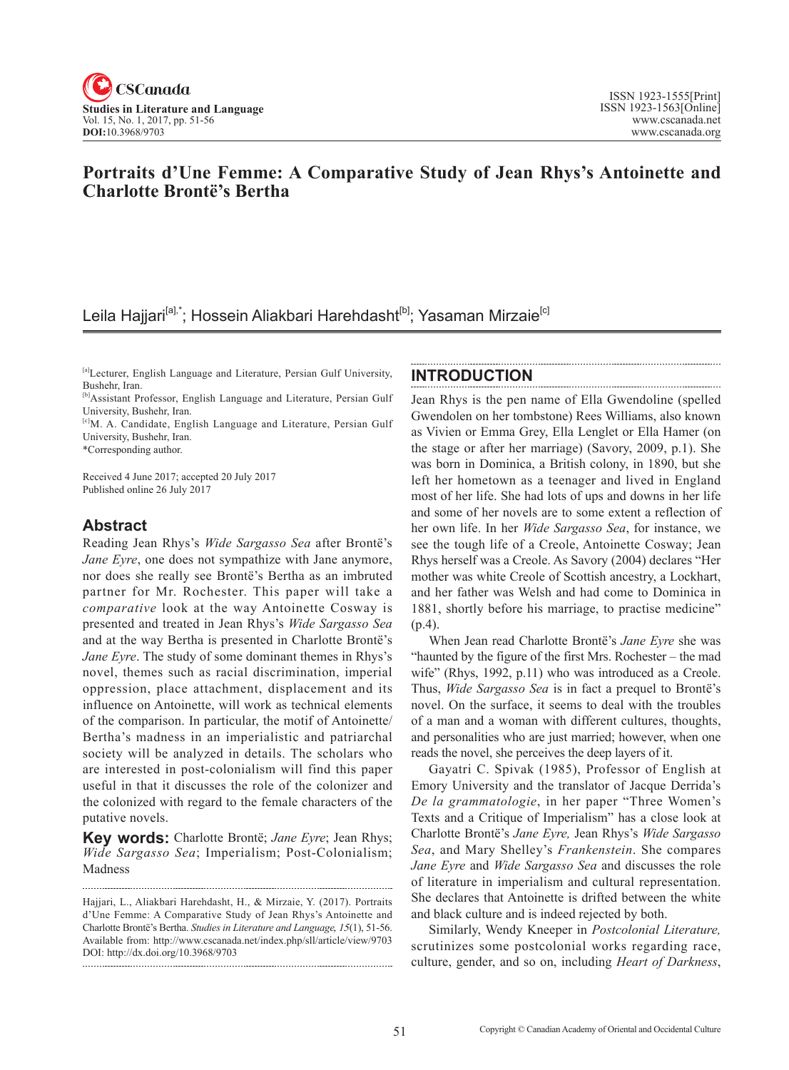# Portraits d'Une Femme: A Comparative Study of Jean Rhys's Antoinette and Charlotte Brontë's Bertha

Leila Hajjari[a],*; Hossein Aliakbari Harehdasht[b]; Yasaman Mirzaie[c]

[a]Lecturer, English Language and Literature, Persian Gulf University, Bushehr, Iran.
[b]Assistant Professor, English Language and Literature, Persian Gulf University, Bushehr, Iran.
[c]M. A. Candidate, English Language and Literature, Persian Gulf University, Bushehr, Iran.
*Corresponding author.

Received 4 June 2017; accepted 20 July 2017
Published online 26 July 2017

## Abstract

Reading Jean Rhys's *Wide Sargasso Sea* after Brontë's *Jane Eyre*, one does not sympathize with Jane anymore, nor does she really see Brontë's Bertha as an imbruted partner for Mr. Rochester. This paper will take a *comparative* look at the way Antoinette Cosway is presented and treated in Jean Rhys's *Wide Sargasso Sea* and at the way Bertha is presented in Charlotte Brontë's *Jane Eyre*. The study of some dominant themes in Rhys's novel, themes such as racial discrimination, imperial oppression, place attachment, displacement and its influence on Antoinette, will work as technical elements of the comparison. In particular, the motif of Antoinette/Bertha's madness in an imperialistic and patriarchal society will be analyzed in details. The scholars who are interested in post-colonialism will find this paper useful in that it discusses the role of the colonizer and the colonized with regard to the female characters of the putative novels.

**Key words:** Charlotte Brontë; *Jane Eyre*; Jean Rhys; *Wide Sargasso Sea*; Imperialism; Post-Colonialism; Madness

Hajjari, L., Aliakbari Harehdasht, H., & Mirzaie, Y. (2017). Portraits d'Une Femme: A Comparative Study of Jean Rhys's Antoinette and Charlotte Brontë's Bertha. *Studies in Literature and Language, 15*(1), 51-56. Available from: http://www.cscanada.net/index.php/sll/article/view/9703 DOI: http://dx.doi.org/10.3968/9703

## INTRODUCTION

Jean Rhys is the pen name of Ella Gwendoline (spelled Gwendolen on her tombstone) Rees Williams, also known as Vivien or Emma Grey, Ella Lenglet or Ella Hamer (on the stage or after her marriage) (Savory, 2009, p.1). She was born in Dominica, a British colony, in 1890, but she left her hometown as a teenager and lived in England most of her life. She had lots of ups and downs in her life and some of her novels are to some extent a reflection of her own life. In her *Wide Sargasso Sea*, for instance, we see the tough life of a Creole, Antoinette Cosway; Jean Rhys herself was a Creole. As Savory (2004) declares "Her mother was white Creole of Scottish ancestry, a Lockhart, and her father was Welsh and had come to Dominica in 1881, shortly before his marriage, to practise medicine" (p.4).

When Jean read Charlotte Brontë's *Jane Eyre* she was "haunted by the figure of the first Mrs. Rochester – the mad wife" (Rhys, 1992, p.11) who was introduced as a Creole. Thus, *Wide Sargasso Sea* is in fact a prequel to Brontë's novel. On the surface, it seems to deal with the troubles of a man and a woman with different cultures, thoughts, and personalities who are just married; however, when one reads the novel, she perceives the deep layers of it.

Gayatri C. Spivak (1985), Professor of English at Emory University and the translator of Jacque Derrida's *De la grammatologie*, in her paper "Three Women's Texts and a Critique of Imperialism" has a close look at Charlotte Brontë's *Jane Eyre,* Jean Rhys's *Wide Sargasso Sea*, and Mary Shelley's *Frankenstein*. She compares *Jane Eyre* and *Wide Sargasso Sea* and discusses the role of literature in imperialism and cultural representation. She declares that Antoinette is drifted between the white and black culture and is indeed rejected by both.

Similarly, Wendy Kneeper in *Postcolonial Literature,* scrutinizes some postcolonial works regarding race, culture, gender, and so on, including *Heart of Darkness*,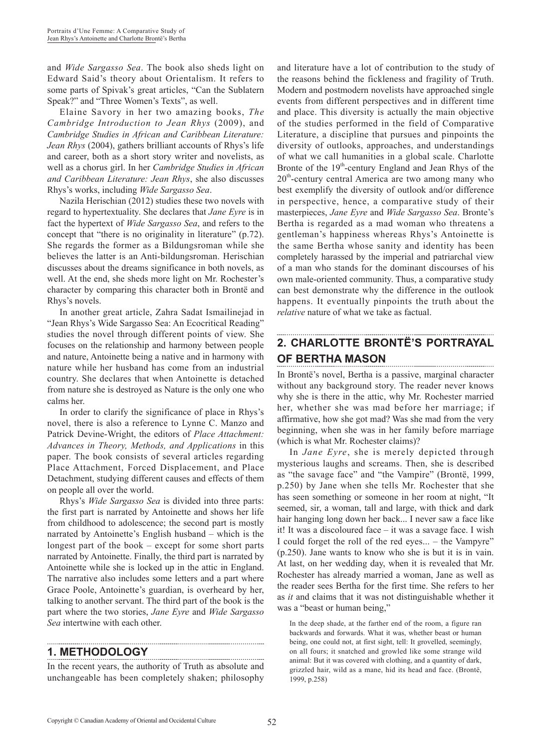and *Wide Sargasso Sea*. The book also sheds light on Edward Said's theory about Orientalism. It refers to some parts of Spivak's great articles, "Can the Sublatern Speak?" and "Three Women's Texts", as well.

Elaine Savory in her two amazing books, *The Cambridge Introduction to Jean Rhys* (2009), and *Cambridge Studies in African and Caribbean Literature: Jean Rhys* (2004), gathers brilliant accounts of Rhys's life and career, both as a short story writer and novelists, as well as a chorus girl. In her *Cambridge Studies in African and Caribbean Literature: Jean Rhys*, she also discusses Rhys's works, including *Wide Sargasso Sea*.

Nazila Herischian (2012) studies these two novels with regard to hypertextuality. She declares that *Jane Eyre* is in fact the hypertext of *Wide Sargasso Sea*, and refers to the concept that "there is no originality in literature" (p.72). She regards the former as a Bildungsroman while she believes the latter is an Anti-bildungsroman. Herischian discusses about the dreams significance in both novels, as well. At the end, she sheds more light on Mr. Rochester's character by comparing this character both in Brontë and Rhys's novels.

In another great article, Zahra Sadat Ismailinejad in "Jean Rhys's Wide Sargasso Sea: An Ecocritical Reading" studies the novel through different points of view. She focuses on the relationship and harmony between people and nature, Antoinette being a native and in harmony with nature while her husband has come from an industrial country. She declares that when Antoinette is detached from nature she is destroyed as Nature is the only one who calms her.

In order to clarify the significance of place in Rhys's novel, there is also a reference to Lynne C. Manzo and Patrick Devine-Wright, the editors of *Place Attachment: Advances in Theory, Methods, and Applications* in this paper. The book consists of several articles regarding Place Attachment, Forced Displacement, and Place Detachment, studying different causes and effects of them on people all over the world.

Rhys's *Wide Sargasso Sea* is divided into three parts: the first part is narrated by Antoinette and shows her life from childhood to adolescence; the second part is mostly narrated by Antoinette's English husband – which is the longest part of the book – except for some short parts narrated by Antoinette. Finally, the third part is narrated by Antoinette while she is locked up in the attic in England. The narrative also includes some letters and a part where Grace Poole, Antoinette's guardian, is overheard by her, talking to another servant. The third part of the book is the part where the two stories, *Jane Eyre* and *Wide Sargasso Sea* intertwine with each other.

## 1. METHODOLOGY

In the recent years, the authority of Truth as absolute and unchangeable has been completely shaken; philosophy and literature have a lot of contribution to the study of the reasons behind the fickleness and fragility of Truth. Modern and postmodern novelists have approached single events from different perspectives and in different time and place. This diversity is actually the main objective of the studies performed in the field of Comparative Literature, a discipline that pursues and pinpoints the diversity of outlooks, approaches, and understandings of what we call humanities in a global scale. Charlotte Bronte of the 19th-century England and Jean Rhys of the 20th-century central America are two among many who best exemplify the diversity of outlook and/or difference in perspective, hence, a comparative study of their masterpieces, *Jane Eyre* and *Wide Sargasso Sea*. Bronte's Bertha is regarded as a mad woman who threatens a gentleman's happiness whereas Rhys's Antoinette is the same Bertha whose sanity and identity has been completely harassed by the imperial and patriarchal view of a man who stands for the dominant discourses of his own male-oriented community. Thus, a comparative study can best demonstrate why the difference in the outlook happens. It eventually pinpoints the truth about the *relative* nature of what we take as factual.

## 2. CHARLOTTE BRONTË'S PORTRAYAL OF BERTHA MASON

In Brontë's novel, Bertha is a passive, marginal character without any background story. The reader never knows why she is there in the attic, why Mr. Rochester married her, whether she was mad before her marriage; if affirmative, how she got mad? Was she mad from the very beginning, when she was in her family before marriage (which is what Mr. Rochester claims)?

In *Jane Eyre*, she is merely depicted through mysterious laughs and screams. Then, she is described as "the savage face" and "the Vampire" (Brontë, 1999, p.250) by Jane when she tells Mr. Rochester that she has seen something or someone in her room at night, "It seemed, sir, a woman, tall and large, with thick and dark hair hanging long down her back... I never saw a face like it! It was a discoloured face – it was a savage face. I wish I could forget the roll of the red eyes... – the Vampyre" (p.250). Jane wants to know who she is but it is in vain. At last, on her wedding day, when it is revealed that Mr. Rochester has already married a woman, Jane as well as the reader sees Bertha for the first time. She refers to her as *it* and claims that it was not distinguishable whether it was a "beast or human being,"

> In the deep shade, at the farther end of the room, a figure ran backwards and forwards. What it was, whether beast or human being, one could not, at first sight, tell: It grovelled, seemingly, on all fours; it snatched and growled like some strange wild animal: But it was covered with clothing, and a quantity of dark, grizzled hair, wild as a mane, hid its head and face. (Brontë, 1999, p.258)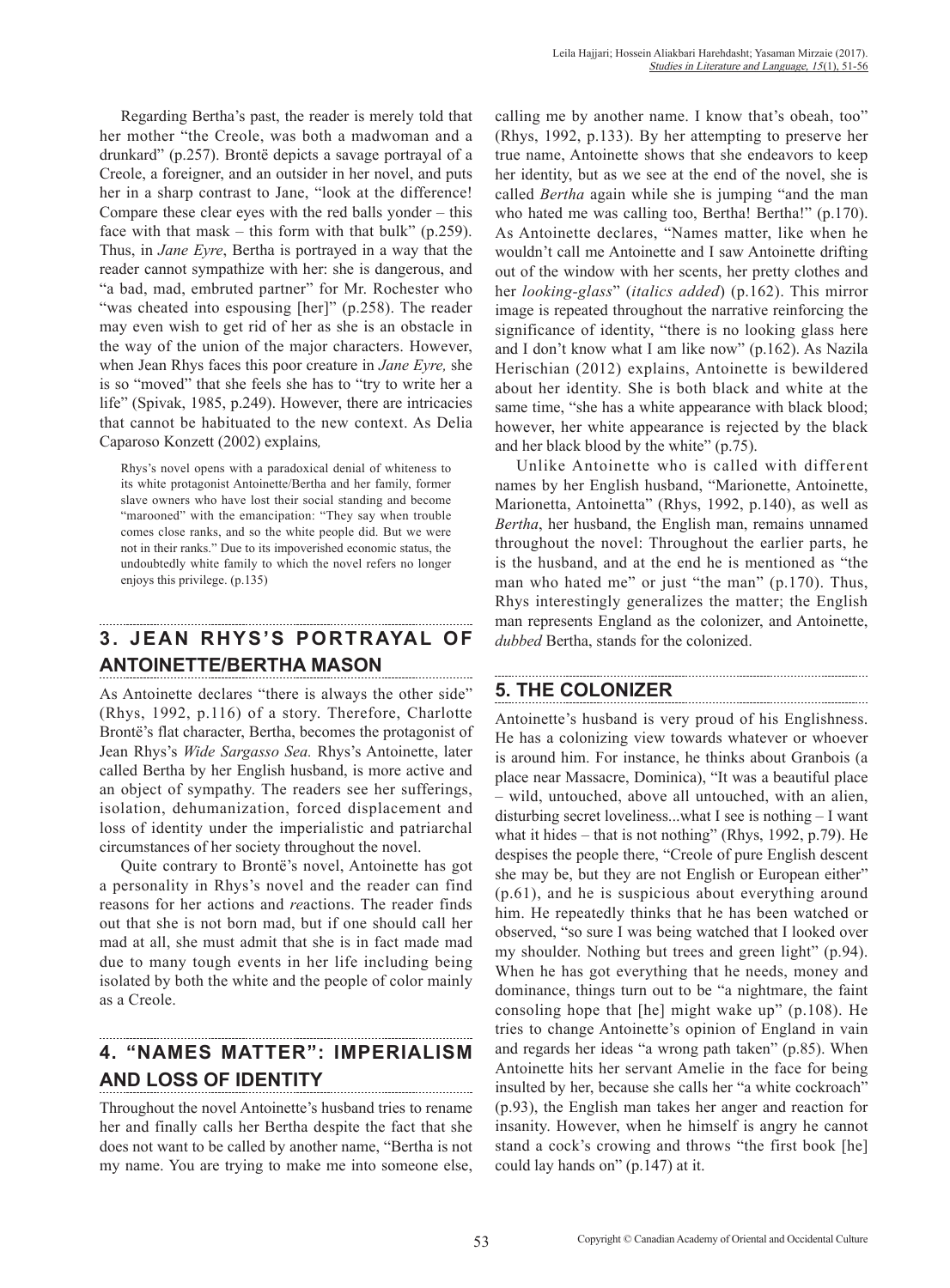Regarding Bertha's past, the reader is merely told that her mother "the Creole, was both a madwoman and a drunkard" (p.257). Brontë depicts a savage portrayal of a Creole, a foreigner, and an outsider in her novel, and puts her in a sharp contrast to Jane, "look at the difference! Compare these clear eyes with the red balls yonder – this face with that mask – this form with that bulk" (p.259). Thus, in *Jane Eyre*, Bertha is portrayed in a way that the reader cannot sympathize with her: she is dangerous, and "a bad, mad, embruted partner" for Mr. Rochester who "was cheated into espousing [her]" (p.258). The reader may even wish to get rid of her as she is an obstacle in the way of the union of the major characters. However, when Jean Rhys faces this poor creature in *Jane Eyre,* she is so "moved" that she feels she has to "try to write her a life" (Spivak, 1985, p.249). However, there are intricacies that cannot be habituated to the new context. As Delia Caparoso Konzett (2002) explains*,*

> Rhys's novel opens with a paradoxical denial of whiteness to its white protagonist Antoinette/Bertha and her family, former slave owners who have lost their social standing and become "marooned" with the emancipation: "They say when trouble comes close ranks, and so the white people did. But we were not in their ranks." Due to its impoverished economic status, the undoubtedly white family to which the novel refers no longer enjoys this privilege. (p.135)

## 3. JEAN RHYS'S PORTRAYAL OF ANTOINETTE/BERTHA MASON

As Antoinette declares "there is always the other side" (Rhys, 1992, p.116) of a story. Therefore, Charlotte Brontë's flat character, Bertha, becomes the protagonist of Jean Rhys's *Wide Sargasso Sea.* Rhys's Antoinette, later called Bertha by her English husband, is more active and an object of sympathy. The readers see her sufferings, isolation, dehumanization, forced displacement and loss of identity under the imperialistic and patriarchal circumstances of her society throughout the novel.

Quite contrary to Brontë's novel, Antoinette has got a personality in Rhys's novel and the reader can find reasons for her actions and *re*actions. The reader finds out that she is not born mad, but if one should call her mad at all, she must admit that she is in fact made mad due to many tough events in her life including being isolated by both the white and the people of color mainly as a Creole.

## 4. "NAMES MATTER": IMPERIALISM AND LOSS OF IDENTITY

Throughout the novel Antoinette's husband tries to rename her and finally calls her Bertha despite the fact that she does not want to be called by another name, "Bertha is not my name. You are trying to make me into someone else, calling me by another name. I know that's obeah, too" (Rhys, 1992, p.133). By her attempting to preserve her true name, Antoinette shows that she endeavors to keep her identity, but as we see at the end of the novel, she is called *Bertha* again while she is jumping "and the man who hated me was calling too, Bertha! Bertha!" (p.170). As Antoinette declares, "Names matter, like when he wouldn't call me Antoinette and I saw Antoinette drifting out of the window with her scents, her pretty clothes and her *looking-glass*" (*italics added*) (p.162). This mirror image is repeated throughout the narrative reinforcing the significance of identity, "there is no looking glass here and I don't know what I am like now" (p.162). As Nazila Herischian (2012) explains, Antoinette is bewildered about her identity. She is both black and white at the same time, "she has a white appearance with black blood; however, her white appearance is rejected by the black and her black blood by the white" (p.75).

Unlike Antoinette who is called with different names by her English husband, "Marionette, Antoinette, Marionetta, Antoinetta" (Rhys, 1992, p.140), as well as *Bertha*, her husband, the English man, remains unnamed throughout the novel: Throughout the earlier parts, he is the husband, and at the end he is mentioned as "the man who hated me" or just "the man" (p.170). Thus, Rhys interestingly generalizes the matter; the English man represents England as the colonizer, and Antoinette, *dubbed* Bertha, stands for the colonized.

## 5. THE COLONIZER

Antoinette's husband is very proud of his Englishness. He has a colonizing view towards whatever or whoever is around him. For instance, he thinks about Granbois (a place near Massacre, Dominica), "It was a beautiful place – wild, untouched, above all untouched, with an alien, disturbing secret loveliness...what I see is nothing – I want what it hides – that is not nothing" (Rhys, 1992, p.79). He despises the people there, "Creole of pure English descent she may be, but they are not English or European either" (p.61), and he is suspicious about everything around him. He repeatedly thinks that he has been watched or observed, "so sure I was being watched that I looked over my shoulder. Nothing but trees and green light" (p.94). When he has got everything that he needs, money and dominance, things turn out to be "a nightmare, the faint consoling hope that [he] might wake up" (p.108). He tries to change Antoinette's opinion of England in vain and regards her ideas "a wrong path taken" (p.85). When Antoinette hits her servant Amelie in the face for being insulted by her, because she calls her "a white cockroach" (p.93), the English man takes her anger and reaction for insanity. However, when he himself is angry he cannot stand a cock's crowing and throws "the first book [he] could lay hands on" (p.147) at it.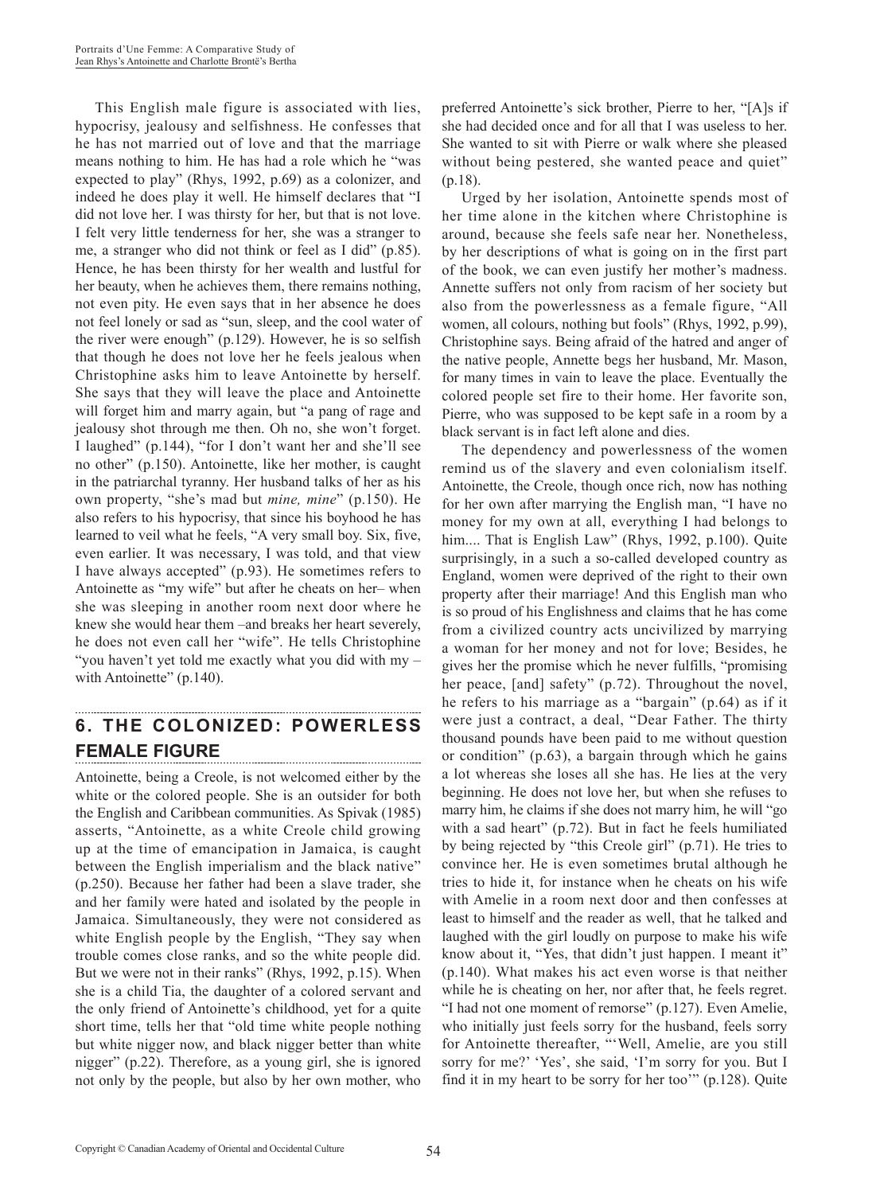This English male figure is associated with lies, hypocrisy, jealousy and selfishness. He confesses that he has not married out of love and that the marriage means nothing to him. He has had a role which he "was expected to play" (Rhys, 1992, p.69) as a colonizer, and indeed he does play it well. He himself declares that "I did not love her. I was thirsty for her, but that is not love. I felt very little tenderness for her, she was a stranger to me, a stranger who did not think or feel as I did" (p.85). Hence, he has been thirsty for her wealth and lustful for her beauty, when he achieves them, there remains nothing, not even pity. He even says that in her absence he does not feel lonely or sad as "sun, sleep, and the cool water of the river were enough" (p.129). However, he is so selfish that though he does not love her he feels jealous when Christophine asks him to leave Antoinette by herself. She says that they will leave the place and Antoinette will forget him and marry again, but "a pang of rage and jealousy shot through me then. Oh no, she won't forget. I laughed" (p.144), "for I don't want her and she'll see no other" (p.150). Antoinette, like her mother, is caught in the patriarchal tyranny. Her husband talks of her as his own property, "she's mad but *mine, mine*" (p.150). He also refers to his hypocrisy, that since his boyhood he has learned to veil what he feels, "A very small boy. Six, five, even earlier. It was necessary, I was told, and that view I have always accepted" (p.93). He sometimes refers to Antoinette as "my wife" but after he cheats on her– when she was sleeping in another room next door where he knew she would hear them –and breaks her heart severely, he does not even call her "wife". He tells Christophine "you haven't yet told me exactly what you did with my – with Antoinette" (p.140).

## 6. THE COLONIZED: POWERLESS FEMALE FIGURE

Antoinette, being a Creole, is not welcomed either by the white or the colored people. She is an outsider for both the English and Caribbean communities. As Spivak (1985) asserts, "Antoinette, as a white Creole child growing up at the time of emancipation in Jamaica, is caught between the English imperialism and the black native" (p.250). Because her father had been a slave trader, she and her family were hated and isolated by the people in Jamaica. Simultaneously, they were not considered as white English people by the English, "They say when trouble comes close ranks, and so the white people did. But we were not in their ranks" (Rhys, 1992, p.15). When she is a child Tia, the daughter of a colored servant and the only friend of Antoinette's childhood, yet for a quite short time, tells her that "old time white people nothing but white nigger now, and black nigger better than white nigger" (p.22). Therefore, as a young girl, she is ignored not only by the people, but also by her own mother, who preferred Antoinette's sick brother, Pierre to her, "[A]s if she had decided once and for all that I was useless to her. She wanted to sit with Pierre or walk where she pleased without being pestered, she wanted peace and quiet" (p.18).

Urged by her isolation, Antoinette spends most of her time alone in the kitchen where Christophine is around, because she feels safe near her. Nonetheless, by her descriptions of what is going on in the first part of the book, we can even justify her mother's madness. Annette suffers not only from racism of her society but also from the powerlessness as a female figure, "All women, all colours, nothing but fools" (Rhys, 1992, p.99), Christophine says. Being afraid of the hatred and anger of the native people, Annette begs her husband, Mr. Mason, for many times in vain to leave the place. Eventually the colored people set fire to their home. Her favorite son, Pierre, who was supposed to be kept safe in a room by a black servant is in fact left alone and dies.

The dependency and powerlessness of the women remind us of the slavery and even colonialism itself. Antoinette, the Creole, though once rich, now has nothing for her own after marrying the English man, "I have no money for my own at all, everything I had belongs to him.... That is English Law" (Rhys, 1992, p.100). Quite surprisingly, in a such a so-called developed country as England, women were deprived of the right to their own property after their marriage! And this English man who is so proud of his Englishness and claims that he has come from a civilized country acts uncivilized by marrying a woman for her money and not for love; Besides, he gives her the promise which he never fulfills, "promising her peace, [and] safety" (p.72). Throughout the novel, he refers to his marriage as a "bargain" (p.64) as if it were just a contract, a deal, "Dear Father. The thirty thousand pounds have been paid to me without question or condition" (p.63), a bargain through which he gains a lot whereas she loses all she has. He lies at the very beginning. He does not love her, but when she refuses to marry him, he claims if she does not marry him, he will "go with a sad heart" (p.72). But in fact he feels humiliated by being rejected by "this Creole girl" (p.71). He tries to convince her. He is even sometimes brutal although he tries to hide it, for instance when he cheats on his wife with Amelie in a room next door and then confesses at least to himself and the reader as well, that he talked and laughed with the girl loudly on purpose to make his wife know about it, "Yes, that didn't just happen. I meant it" (p.140). What makes his act even worse is that neither while he is cheating on her, nor after that, he feels regret. "I had not one moment of remorse" (p.127). Even Amelie, who initially just feels sorry for the husband, feels sorry for Antoinette thereafter, "'Well, Amelie, are you still sorry for me?' 'Yes', she said, 'I'm sorry for you. But I find it in my heart to be sorry for her too'" (p.128). Quite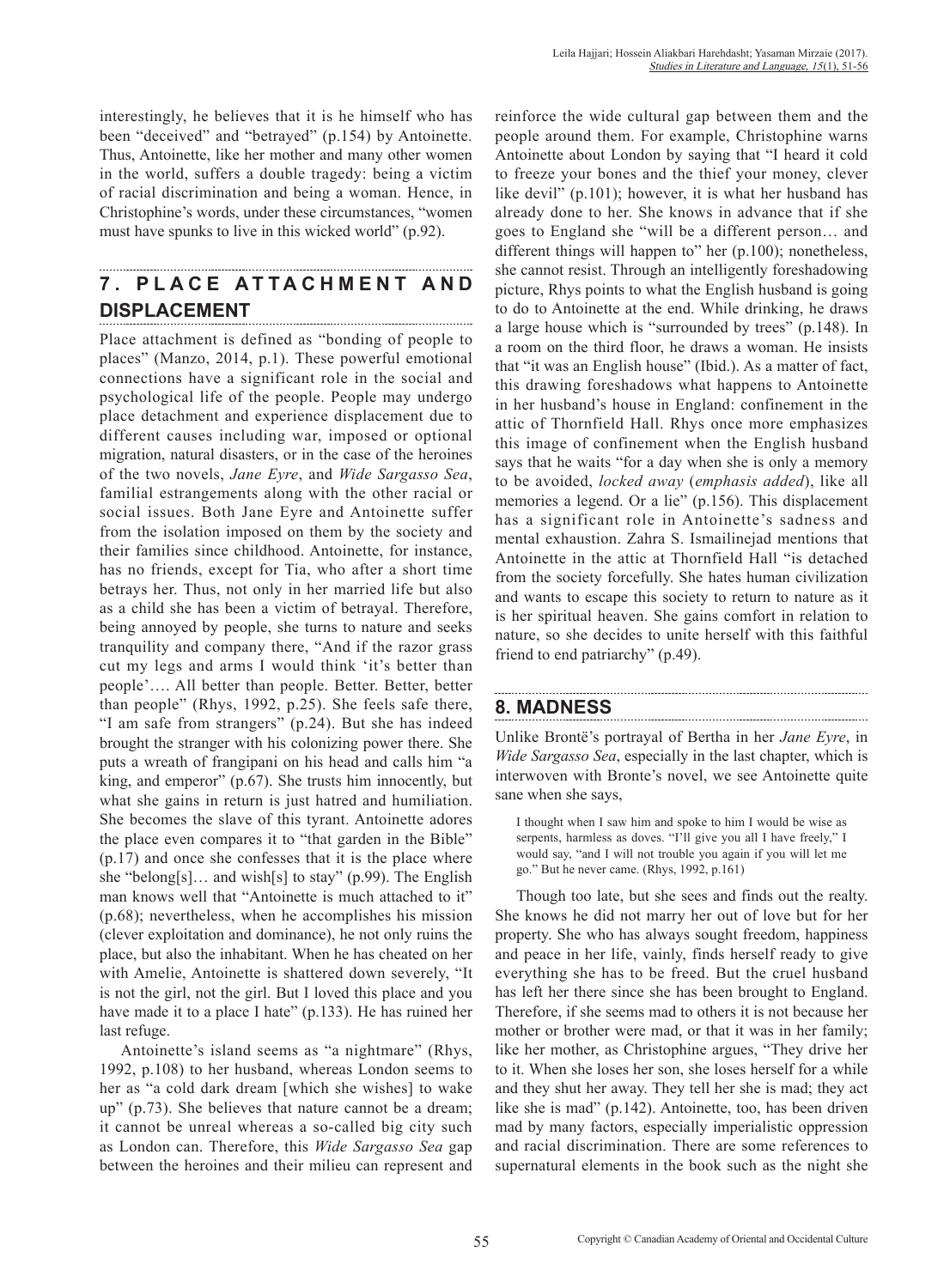interestingly, he believes that it is he himself who has been "deceived" and "betrayed" (p.154) by Antoinette. Thus, Antoinette, like her mother and many other women in the world, suffers a double tragedy: being a victim of racial discrimination and being a woman. Hence, in Christophine's words, under these circumstances, "women must have spunks to live in this wicked world" (p.92).

## 7. PLACE ATTACHMENT AND DISPLACEMENT

Place attachment is defined as "bonding of people to places" (Manzo, 2014, p.1). These powerful emotional connections have a significant role in the social and psychological life of the people. People may undergo place detachment and experience displacement due to different causes including war, imposed or optional migration, natural disasters, or in the case of the heroines of the two novels, *Jane Eyre*, and *Wide Sargasso Sea*, familial estrangements along with the other racial or social issues. Both Jane Eyre and Antoinette suffer from the isolation imposed on them by the society and their families since childhood. Antoinette, for instance, has no friends, except for Tia, who after a short time betrays her. Thus, not only in her married life but also as a child she has been a victim of betrayal. Therefore, being annoyed by people, she turns to nature and seeks tranquility and company there, "And if the razor grass cut my legs and arms I would think 'it's better than people'…. All better than people. Better. Better, better than people" (Rhys, 1992, p.25). She feels safe there, "I am safe from strangers" (p.24). But she has indeed brought the stranger with his colonizing power there. She puts a wreath of frangipani on his head and calls him "a king, and emperor" (p.67). She trusts him innocently, but what she gains in return is just hatred and humiliation. She becomes the slave of this tyrant. Antoinette adores the place even compares it to "that garden in the Bible" (p.17) and once she confesses that it is the place where she "belong[s]… and wish[s] to stay" (p.99). The English man knows well that "Antoinette is much attached to it" (p.68); nevertheless, when he accomplishes his mission (clever exploitation and dominance), he not only ruins the place, but also the inhabitant. When he has cheated on her with Amelie, Antoinette is shattered down severely, "It is not the girl, not the girl. But I loved this place and you have made it to a place I hate" (p.133). He has ruined her last refuge.

Antoinette's island seems as "a nightmare" (Rhys, 1992, p.108) to her husband, whereas London seems to her as "a cold dark dream [which she wishes] to wake up" (p.73). She believes that nature cannot be a dream; it cannot be unreal whereas a so-called big city such as London can. Therefore, this *Wide Sargasso Sea* gap between the heroines and their milieu can represent and reinforce the wide cultural gap between them and the people around them. For example, Christophine warns Antoinette about London by saying that "I heard it cold to freeze your bones and the thief your money, clever like devil" (p.101); however, it is what her husband has already done to her. She knows in advance that if she goes to England she "will be a different person… and different things will happen to" her (p.100); nonetheless, she cannot resist. Through an intelligently foreshadowing picture, Rhys points to what the English husband is going to do to Antoinette at the end. While drinking, he draws a large house which is "surrounded by trees" (p.148). In a room on the third floor, he draws a woman. He insists that "it was an English house" (Ibid.). As a matter of fact, this drawing foreshadows what happens to Antoinette in her husband's house in England: confinement in the attic of Thornfield Hall. Rhys once more emphasizes this image of confinement when the English husband says that he waits "for a day when she is only a memory to be avoided, *locked away* (*emphasis added*), like all memories a legend. Or a lie" (p.156). This displacement has a significant role in Antoinette's sadness and mental exhaustion. Zahra S. Ismailinejad mentions that Antoinette in the attic at Thornfield Hall "is detached from the society forcefully. She hates human civilization and wants to escape this society to return to nature as it is her spiritual heaven. She gains comfort in relation to nature, so she decides to unite herself with this faithful friend to end patriarchy" (p.49).

## 8. MADNESS

Unlike Brontë's portrayal of Bertha in her *Jane Eyre*, in *Wide Sargasso Sea*, especially in the last chapter, which is interwoven with Bronte's novel, we see Antoinette quite sane when she says,

> I thought when I saw him and spoke to him I would be wise as serpents, harmless as doves. "I'll give you all I have freely," I would say, "and I will not trouble you again if you will let me go." But he never came. (Rhys, 1992, p.161)

Though too late, but she sees and finds out the realty. She knows he did not marry her out of love but for her property. She who has always sought freedom, happiness and peace in her life, vainly, finds herself ready to give everything she has to be freed. But the cruel husband has left her there since she has been brought to England. Therefore, if she seems mad to others it is not because her mother or brother were mad, or that it was in her family; like her mother, as Christophine argues, "They drive her to it. When she loses her son, she loses herself for a while and they shut her away. They tell her she is mad; they act like she is mad" (p.142). Antoinette, too, has been driven mad by many factors, especially imperialistic oppression and racial discrimination. There are some references to supernatural elements in the book such as the night she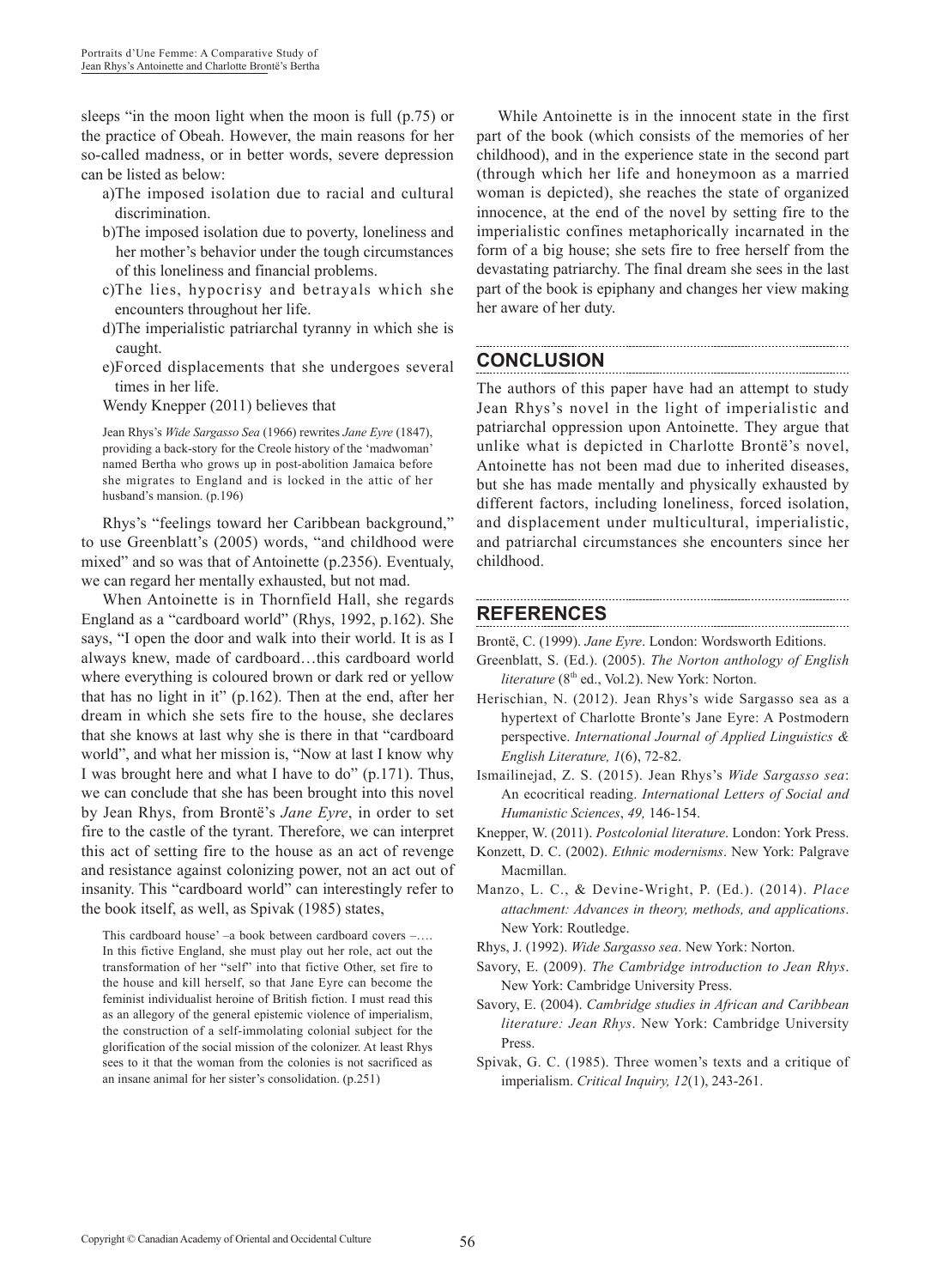sleeps "in the moon light when the moon is full (p.75) or the practice of Obeah. However, the main reasons for her so-called madness, or in better words, severe depression can be listed as below:

a)The imposed isolation due to racial and cultural discrimination.

b)The imposed isolation due to poverty, loneliness and her mother's behavior under the tough circumstances of this loneliness and financial problems.

c)The lies, hypocrisy and betrayals which she encounters throughout her life.

d)The imperialistic patriarchal tyranny in which she is caught.

e)Forced displacements that she undergoes several times in her life.

Wendy Knepper (2011) believes that

> Jean Rhys's *Wide Sargasso Sea* (1966) rewrites *Jane Eyre* (1847), providing a back-story for the Creole history of the 'madwoman' named Bertha who grows up in post-abolition Jamaica before she migrates to England and is locked in the attic of her husband's mansion. (p.196)

Rhys's "feelings toward her Caribbean background," to use Greenblatt's (2005) words, "and childhood were mixed" and so was that of Antoinette (p.2356). Eventualy, we can regard her mentally exhausted, but not mad.

When Antoinette is in Thornfield Hall, she regards England as a "cardboard world" (Rhys, 1992, p.162). She says, "I open the door and walk into their world. It is as I always knew, made of cardboard…this cardboard world where everything is coloured brown or dark red or yellow that has no light in it" (p.162). Then at the end, after her dream in which she sets fire to the house, she declares that she knows at last why she is there in that "cardboard world", and what her mission is, "Now at last I know why I was brought here and what I have to do" (p.171). Thus, we can conclude that she has been brought into this novel by Jean Rhys, from Brontë's *Jane Eyre*, in order to set fire to the castle of the tyrant. Therefore, we can interpret this act of setting fire to the house as an act of revenge and resistance against colonizing power, not an act out of insanity. This "cardboard world" can interestingly refer to the book itself, as well, as Spivak (1985) states,

> This cardboard house' –a book between cardboard covers –…. In this fictive England, she must play out her role, act out the transformation of her "self" into that fictive Other, set fire to the house and kill herself, so that Jane Eyre can become the feminist individualist heroine of British fiction. I must read this as an allegory of the general epistemic violence of imperialism, the construction of a self-immolating colonial subject for the glorification of the social mission of the colonizer. At least Rhys sees to it that the woman from the colonies is not sacrificed as an insane animal for her sister's consolidation. (p.251)

While Antoinette is in the innocent state in the first part of the book (which consists of the memories of her childhood), and in the experience state in the second part (through which her life and honeymoon as a married woman is depicted), she reaches the state of organized innocence, at the end of the novel by setting fire to the imperialistic confines metaphorically incarnated in the form of a big house; she sets fire to free herself from the devastating patriarchy. The final dream she sees in the last part of the book is epiphany and changes her view making her aware of her duty.

## CONCLUSION

The authors of this paper have had an attempt to study Jean Rhys's novel in the light of imperialistic and patriarchal oppression upon Antoinette. They argue that unlike what is depicted in Charlotte Brontë's novel, Antoinette has not been mad due to inherited diseases, but she has made mentally and physically exhausted by different factors, including loneliness, forced isolation, and displacement under multicultural, imperialistic, and patriarchal circumstances she encounters since her childhood.

## REFERENCES

Brontë, C. (1999). *Jane Eyre*. London: Wordsworth Editions.

Greenblatt, S. (Ed.). (2005). *The Norton anthology of English literature* (8th ed., Vol.2). New York: Norton.

Herischian, N. (2012). Jean Rhys's wide Sargasso sea as a hypertext of Charlotte Bronte's Jane Eyre: A Postmodern perspective. *International Journal of Applied Linguistics & English Literature, 1*(6), 72-82.

Ismailinejad, Z. S. (2015). Jean Rhys's *Wide Sargasso sea*: An ecocritical reading. *International Letters of Social and Humanistic Sciences*, *49,* 146-154.

Knepper, W. (2011). *Postcolonial literature*. London: York Press.

Konzett, D. C. (2002). *Ethnic modernisms*. New York: Palgrave Macmillan.

Manzo, L. C., & Devine-Wright, P. (Ed.). (2014). *Place attachment: Advances in theory, methods, and applications*. New York: Routledge.

Rhys, J. (1992). *Wide Sargasso sea*. New York: Norton.

Savory, E. (2009). *The Cambridge introduction to Jean Rhys*. New York: Cambridge University Press.

Savory, E. (2004). *Cambridge studies in African and Caribbean literature: Jean Rhys*. New York: Cambridge University Press.

Spivak, G. C. (1985). Three women's texts and a critique of imperialism. *Critical Inquiry, 12*(1), 243-261.